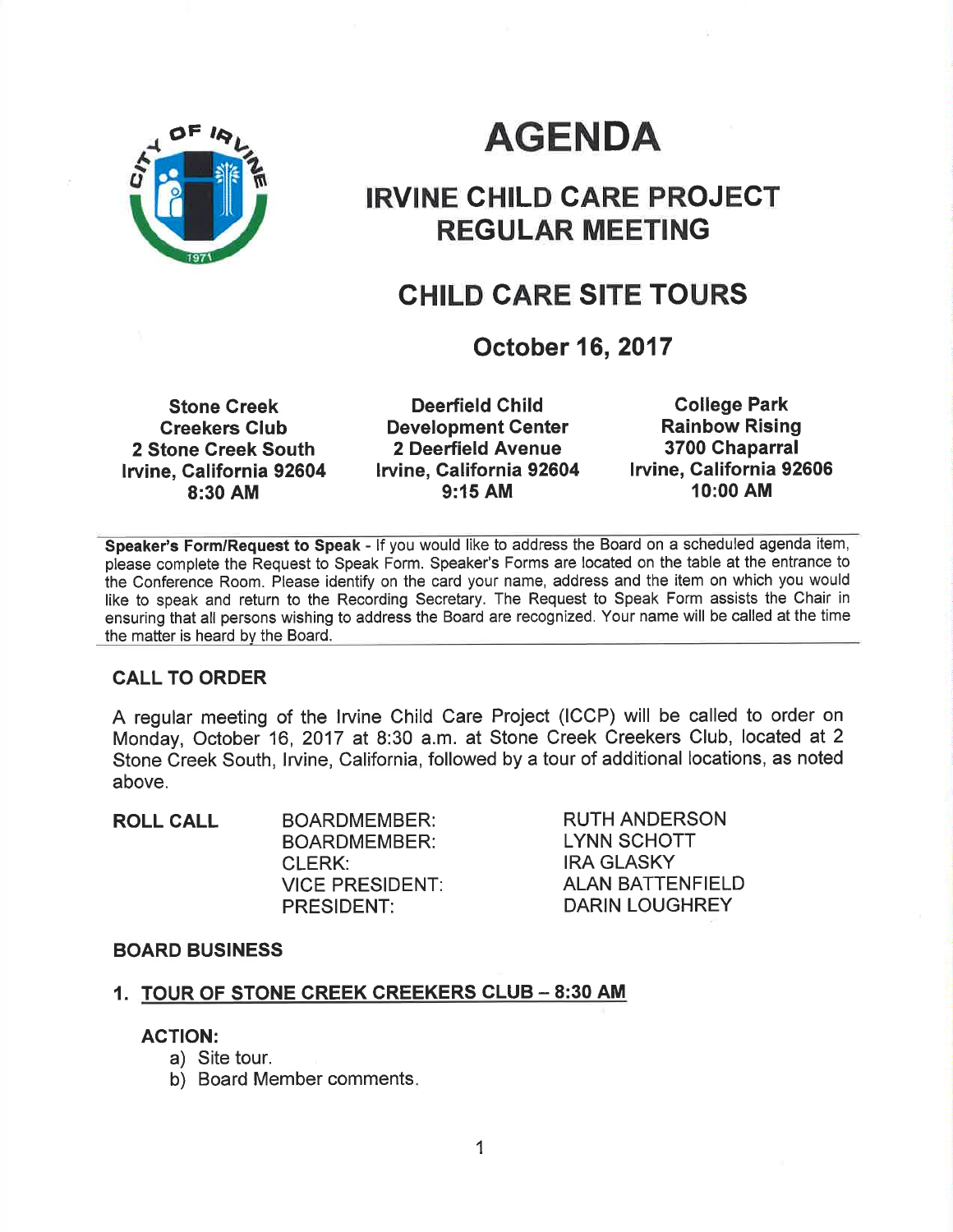# AGENDA

## IRVINE CHILD CARE PROJECT REGULAR MEETING

## CHILD CARE SITE TOURS

### October 16, 2017

| Stone Creek Creekers Club | Deerfield Child Development Center | College Park Rainbow Rising |
|---|---|---|
| 2 Stone Creek South | 2 Deerfield Avenue | 3700 Chaparral |
| Irvine, California 92604 | Irvine, California 92604 | Irvine, California 92606 |
| 8:30 AM | 9:15 AM | 10:00 AM |

**Speaker's Form/Request to Speak** - If you would like to address the Board on a scheduled agenda item, please complete the Request to Speak Form. Speaker's Forms are located on the table at the entrance to the Conference Room. Please identify on the card your name, address and the item on which you would like to speak and return to the Recording Secretary. The Request to Speak Form assists the Chair in ensuring that all persons wishing to address the Board are recognized. Your name will be called at the time the matter is heard by the Board.

### CALL TO ORDER

A regular meeting of the Irvine Child Care Project (ICCP) will be called to order on Monday, October 16, 2017 at 8:30 a.m. at Stone Creek Creekers Club, located at 2 Stone Creek South, Irvine, California, followed by a tour of additional locations, as noted above.

**ROLL CALL**

| | |
|---|---|
| BOARDMEMBER: | RUTH ANDERSON |
| BOARDMEMBER: | LYNN SCHOTT |
| CLERK: | IRA GLASKY |
| VICE PRESIDENT: | ALAN BATTENFIELD |
| PRESIDENT: | DARIN LOUGHREY |

### BOARD BUSINESS

### 1. TOUR OF STONE CREEK CREEKERS CLUB – 8:30 AM

**ACTION:**

a) Site tour.
b) Board Member comments.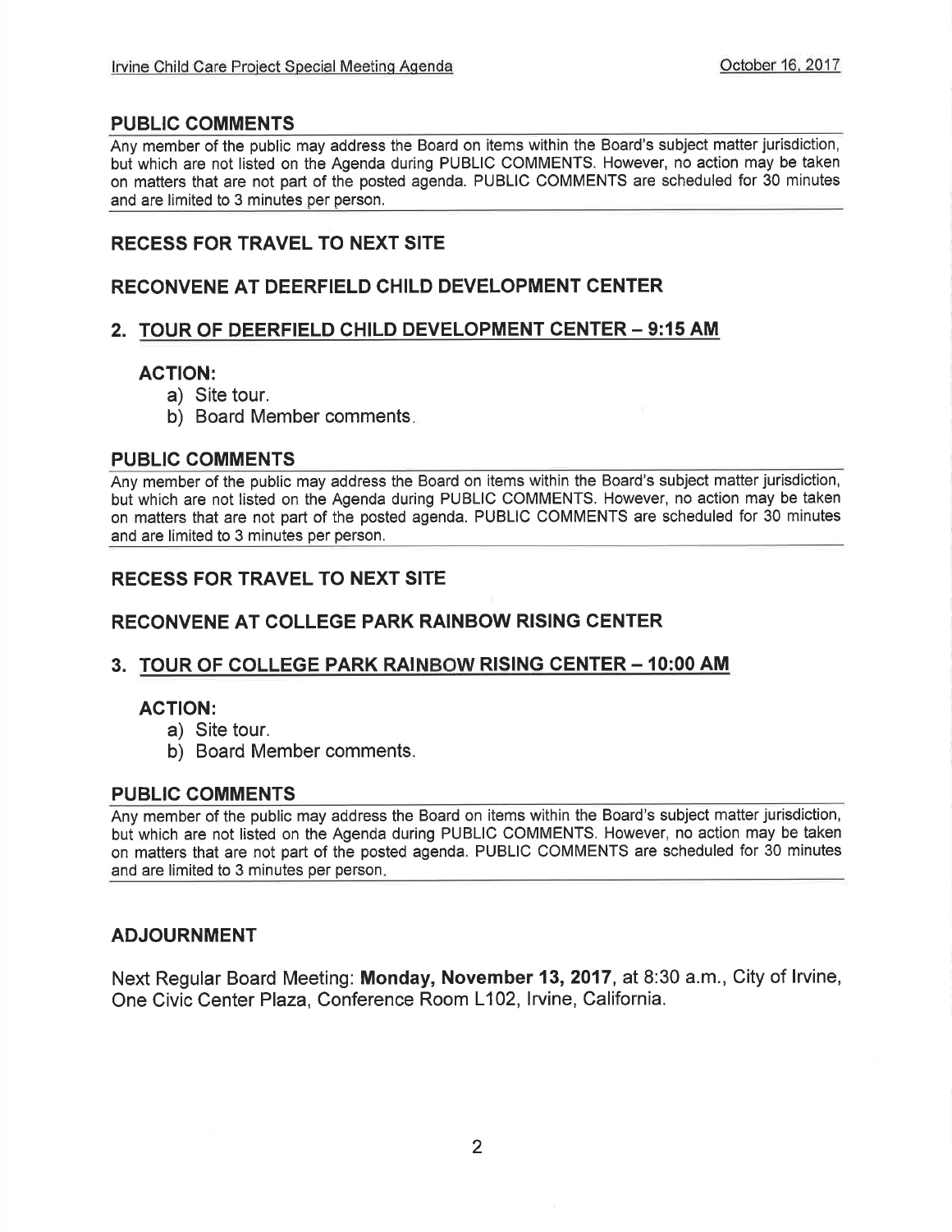## PUBLIC COMMENTS

Any member of the public may address the Board on items within the Board's subject matter jurisdiction, but which are not listed on the Agenda during PUBLIC COMMENTS. However, no action may be taken on matters that are not part of the posted agenda. PUBLIC COMMENTS are scheduled for 30 minutes and are limited to 3 minutes per person.

## RECESS FOR TRAVEL TO NEXT SITE

## RECONVENE AT DEERFIELD CHILD DEVELOPMENT CENTER

## 2. TOUR OF DEERFIELD CHILD DEVELOPMENT CENTER – 9:15 AM

### ACTION:

a) Site tour.
b) Board Member comments.

## PUBLIC COMMENTS

Any member of the public may address the Board on items within the Board's subject matter jurisdiction, but which are not listed on the Agenda during PUBLIC COMMENTS. However, no action may be taken on matters that are not part of the posted agenda. PUBLIC COMMENTS are scheduled for 30 minutes and are limited to 3 minutes per person.

## RECESS FOR TRAVEL TO NEXT SITE

## RECONVENE AT COLLEGE PARK RAINBOW RISING CENTER

## 3. TOUR OF COLLEGE PARK RAINBOW RISING CENTER – 10:00 AM

### ACTION:

a) Site tour.
b) Board Member comments.

## PUBLIC COMMENTS

Any member of the public may address the Board on items within the Board's subject matter jurisdiction, but which are not listed on the Agenda during PUBLIC COMMENTS. However, no action may be taken on matters that are not part of the posted agenda. PUBLIC COMMENTS are scheduled for 30 minutes and are limited to 3 minutes per person.

## ADJOURNMENT

Next Regular Board Meeting: **Monday, November 13, 2017**, at 8:30 a.m., City of Irvine, One Civic Center Plaza, Conference Room L102, Irvine, California.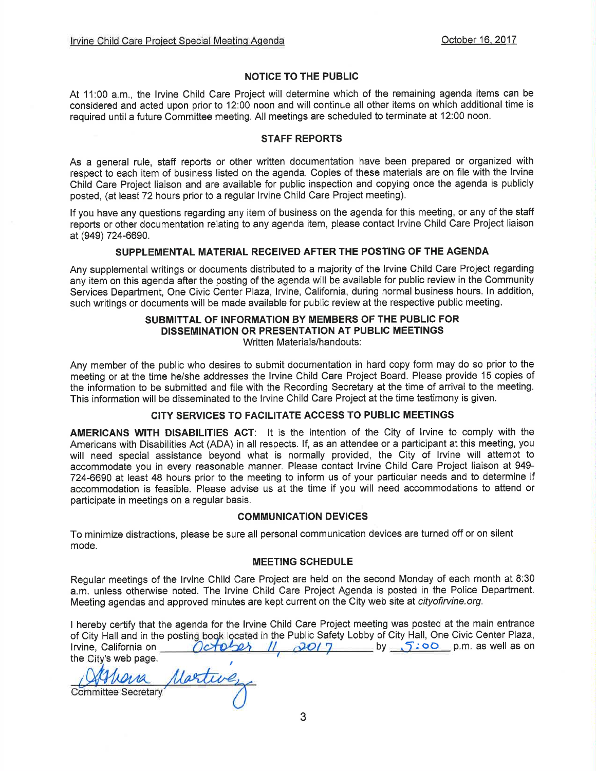## NOTICE TO THE PUBLIC

At 11:00 a.m., the Irvine Child Care Project will determine which of the remaining agenda items can be considered and acted upon prior to 12:00 noon and will continue all other items on which additional time is required until a future Committee meeting. All meetings are scheduled to terminate at 12:00 noon.

## STAFF REPORTS

As a general rule, staff reports or other written documentation have been prepared or organized with respect to each item of business listed on the agenda. Copies of these materials are on file with the Irvine Child Care Project liaison and are available for public inspection and copying once the agenda is publicly posted, (at least 72 hours prior to a regular Irvine Child Care Project meeting).

If you have any questions regarding any item of business on the agenda for this meeting, or any of the staff reports or other documentation relating to any agenda item, please contact Irvine Child Care Project liaison at (949) 724-6690.

## SUPPLEMENTAL MATERIAL RECEIVED AFTER THE POSTING OF THE AGENDA

Any supplemental writings or documents distributed to a majority of the Irvine Child Care Project regarding any item on this agenda after the posting of the agenda will be available for public review in the Community Services Department, One Civic Center Plaza, Irvine, California, during normal business hours. In addition, such writings or documents will be made available for public review at the respective public meeting.

## SUBMITTAL OF INFORMATION BY MEMBERS OF THE PUBLIC FOR DISSEMINATION OR PRESENTATION AT PUBLIC MEETINGS

Written Materials/handouts:

Any member of the public who desires to submit documentation in hard copy form may do so prior to the meeting or at the time he/she addresses the Irvine Child Care Project Board. Please provide 15 copies of the information to be submitted and file with the Recording Secretary at the time of arrival to the meeting. This information will be disseminated to the Irvine Child Care Project at the time testimony is given.

## CITY SERVICES TO FACILITATE ACCESS TO PUBLIC MEETINGS

**AMERICANS WITH DISABILITIES ACT**: It is the intention of the City of Irvine to comply with the Americans with Disabilities Act (ADA) in all respects. If, as an attendee or a participant at this meeting, you will need special assistance beyond what is normally provided, the City of Irvine will attempt to accommodate you in every reasonable manner. Please contact Irvine Child Care Project liaison at 949-724-6690 at least 48 hours prior to the meeting to inform us of your particular needs and to determine if accommodation is feasible. Please advise us at the time if you will need accommodations to attend or participate in meetings on a regular basis.

## COMMUNICATION DEVICES

To minimize distractions, please be sure all personal communication devices are turned off or on silent mode.

## MEETING SCHEDULE

Regular meetings of the Irvine Child Care Project are held on the second Monday of each month at 8:30 a.m. unless otherwise noted. The Irvine Child Care Project Agenda is posted in the Police Department. Meeting agendas and approved minutes are kept current on the City web site at *cityofirvine.org*.

I hereby certify that the agenda for the Irvine Child Care Project meeting was posted at the main entrance of City Hall and in the posting book located in the Public Safety Lobby of City Hall, One Civic Center Plaza, Irvine, California on October 11, 2017 by 5:00 p.m. as well as on the City's web page.

Athena Martinez

Committee Secretary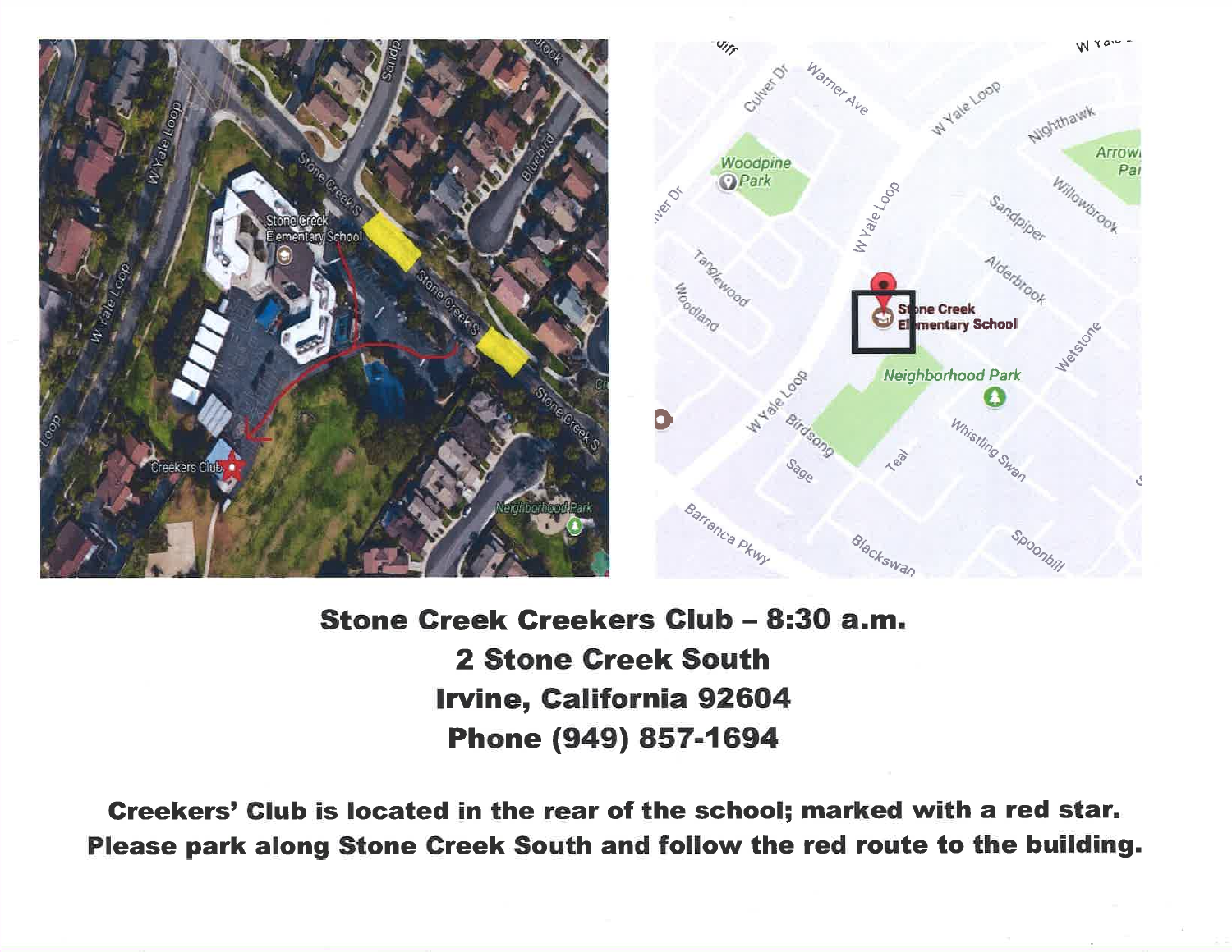**Stone Creek Creekers Club – 8:30 a.m.**
**2 Stone Creek South**
**Irvine, California 92604**
**Phone (949) 857-1694**

**Creekers' Club is located in the rear of the school; marked with a red star.**
**Please park along Stone Creek South and follow the red route to the building.**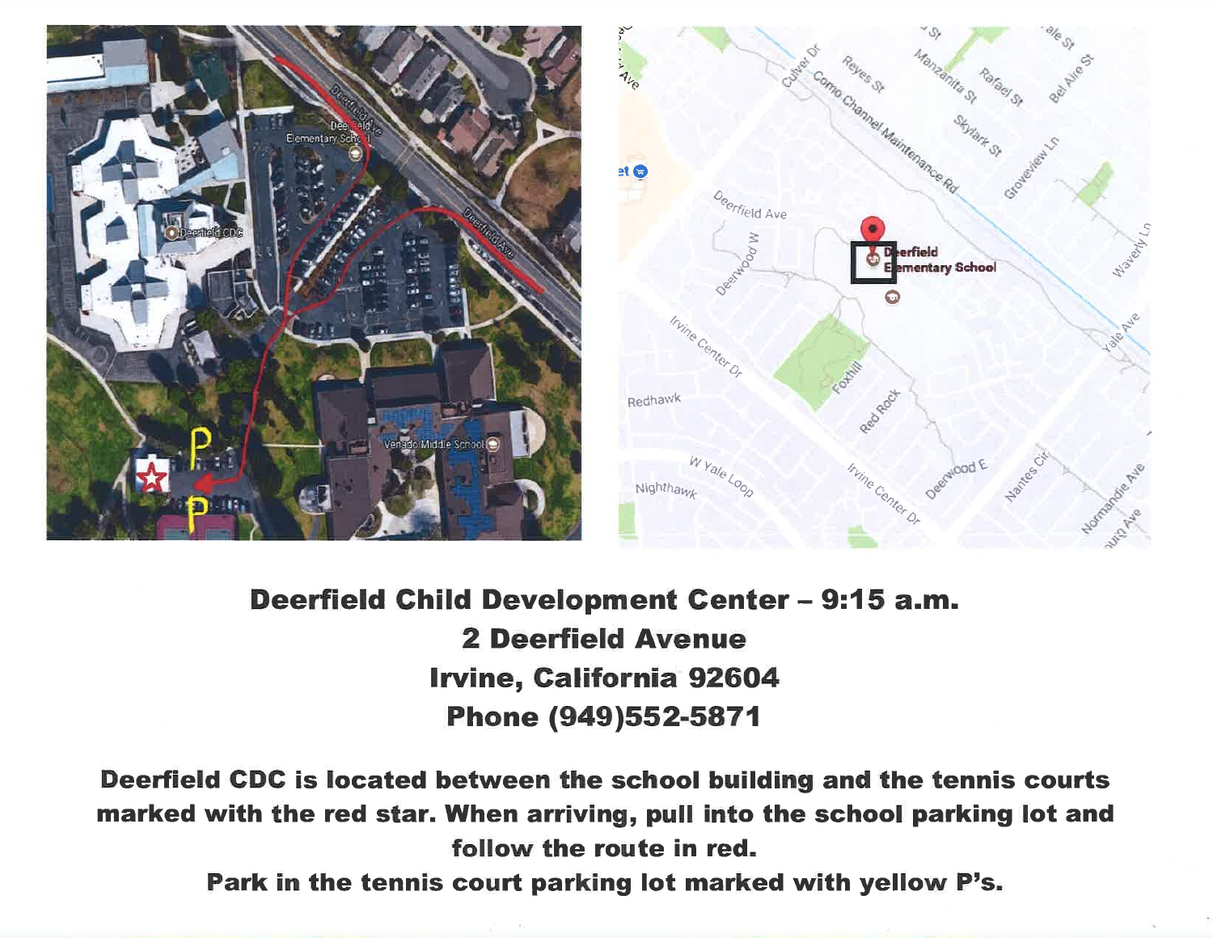**Deerfield Child Development Center – 9:15 a.m.**
**2 Deerfield Avenue**
**Irvine, California 92604**
**Phone (949)552-5871**

**Deerfield CDC is located between the school building and the tennis courts marked with the red star. When arriving, pull into the school parking lot and follow the route in red.**
**Park in the tennis court parking lot marked with yellow P's.**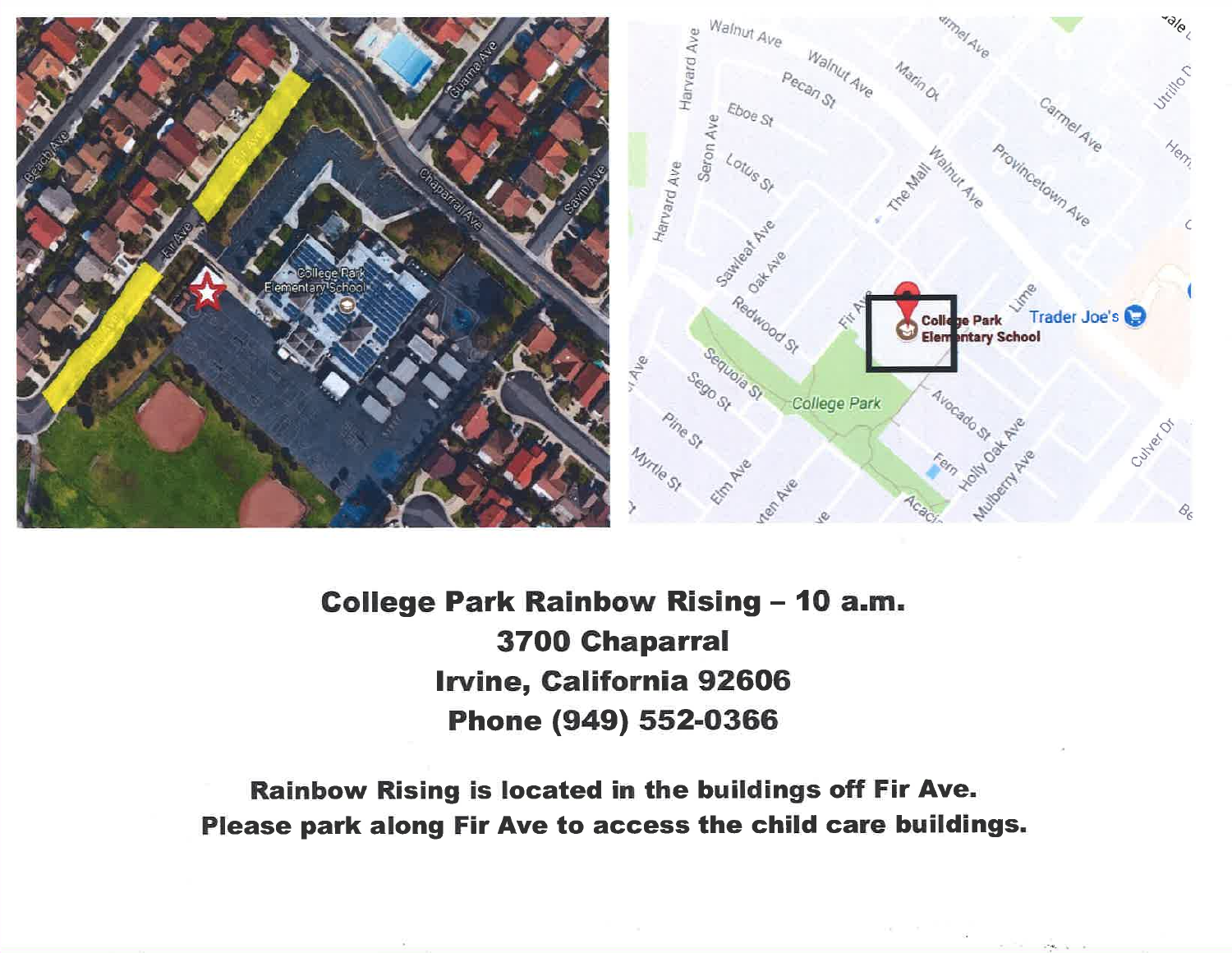**College Park Rainbow Rising – 10 a.m.**
**3700 Chaparral**
**Irvine, California 92606**
**Phone (949) 552-0366**

**Rainbow Rising is located in the buildings off Fir Ave.**
**Please park along Fir Ave to access the child care buildings.**